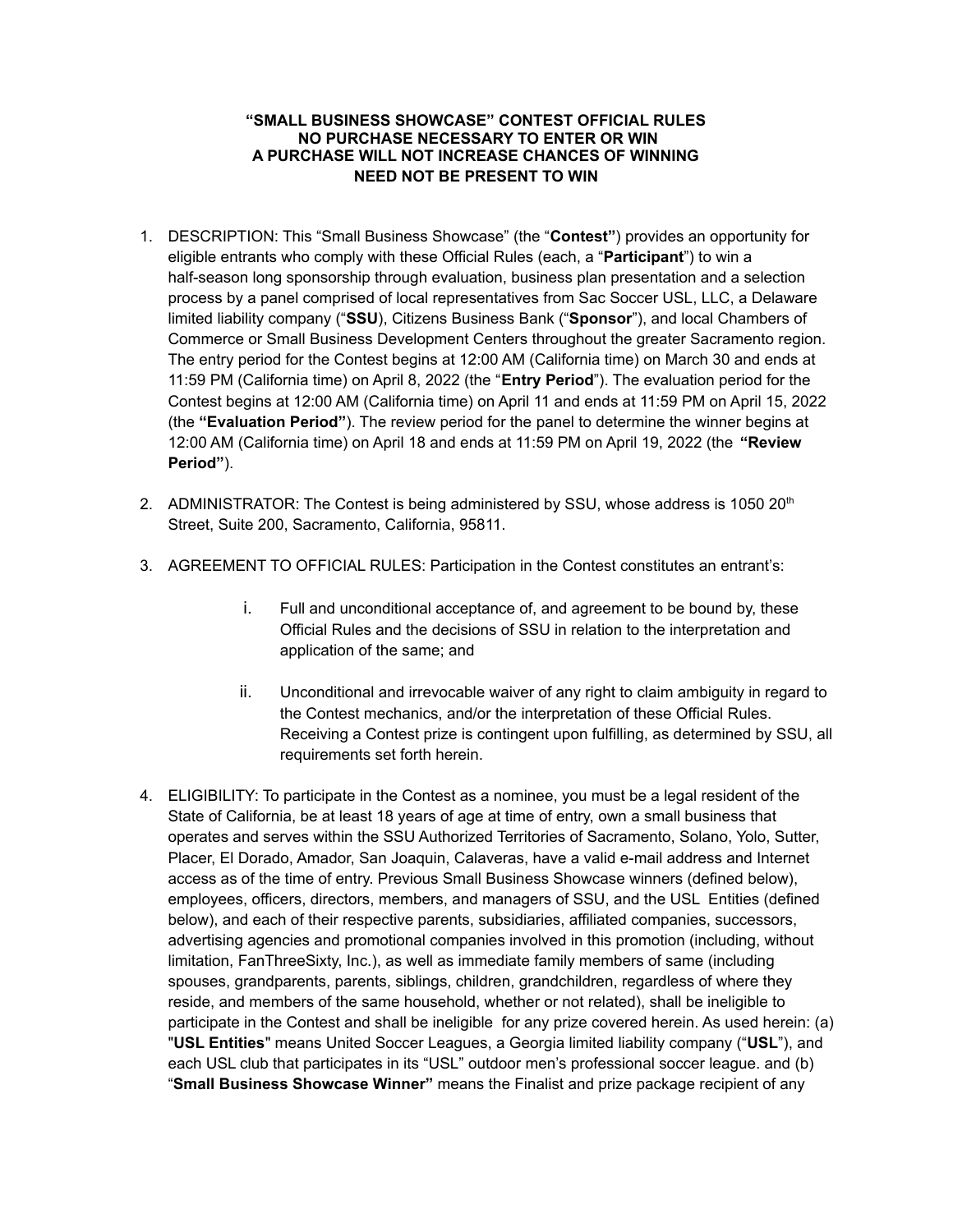**"SMALL BUSINESS SHOWCASE" CONTEST OFFICIAL RULES**
**NO PURCHASE NECESSARY TO ENTER OR WIN**
**A PURCHASE WILL NOT INCREASE CHANCES OF WINNING**
**NEED NOT BE PRESENT TO WIN**

1. DESCRIPTION: This "Small Business Showcase" (the "**Contest**") provides an opportunity for eligible entrants who comply with these Official Rules (each, a "**Participant**") to win a half-season long sponsorship through evaluation, business plan presentation and a selection process by a panel comprised of local representatives from Sac Soccer USL, LLC, a Delaware limited liability company ("**SSU**), Citizens Business Bank ("**Sponsor**"), and local Chambers of Commerce or Small Business Development Centers throughout the greater Sacramento region. The entry period for the Contest begins at 12:00 AM (California time) on March 30 and ends at 11:59 PM (California time) on April 8, 2022 (the "**Entry Period**"). The evaluation period for the Contest begins at 12:00 AM (California time) on April 11 and ends at 11:59 PM on April 15, 2022 (the **"Evaluation Period"**). The review period for the panel to determine the winner begins at 12:00 AM (California time) on April 18 and ends at 11:59 PM on April 19, 2022 (the **"Review Period"**).

2. ADMINISTRATOR: The Contest is being administered by SSU, whose address is 1050 20th Street, Suite 200, Sacramento, California, 95811.

3. AGREEMENT TO OFFICIAL RULES: Participation in the Contest constitutes an entrant's:

   i. Full and unconditional acceptance of, and agreement to be bound by, these Official Rules and the decisions of SSU in relation to the interpretation and application of the same; and

   ii. Unconditional and irrevocable waiver of any right to claim ambiguity in regard to the Contest mechanics, and/or the interpretation of these Official Rules. Receiving a Contest prize is contingent upon fulfilling, as determined by SSU, all requirements set forth herein.

4. ELIGIBILITY: To participate in the Contest as a nominee, you must be a legal resident of the State of California, be at least 18 years of age at time of entry, own a small business that operates and serves within the SSU Authorized Territories of Sacramento, Solano, Yolo, Sutter, Placer, El Dorado, Amador, San Joaquin, Calaveras, have a valid e-mail address and Internet access as of the time of entry. Previous Small Business Showcase winners (defined below), employees, officers, directors, members, and managers of SSU, and the USL Entities (defined below), and each of their respective parents, subsidiaries, affiliated companies, successors, advertising agencies and promotional companies involved in this promotion (including, without limitation, FanThreeSixty, Inc.), as well as immediate family members of same (including spouses, grandparents, parents, siblings, children, grandchildren, regardless of where they reside, and members of the same household, whether or not related), shall be ineligible to participate in the Contest and shall be ineligible for any prize covered herein. As used herein: (a) "**USL Entities**" means United Soccer Leagues, a Georgia limited liability company ("**USL**"), and each USL club that participates in its "USL" outdoor men's professional soccer league. and (b) "**Small Business Showcase Winner"** means the Finalist and prize package recipient of any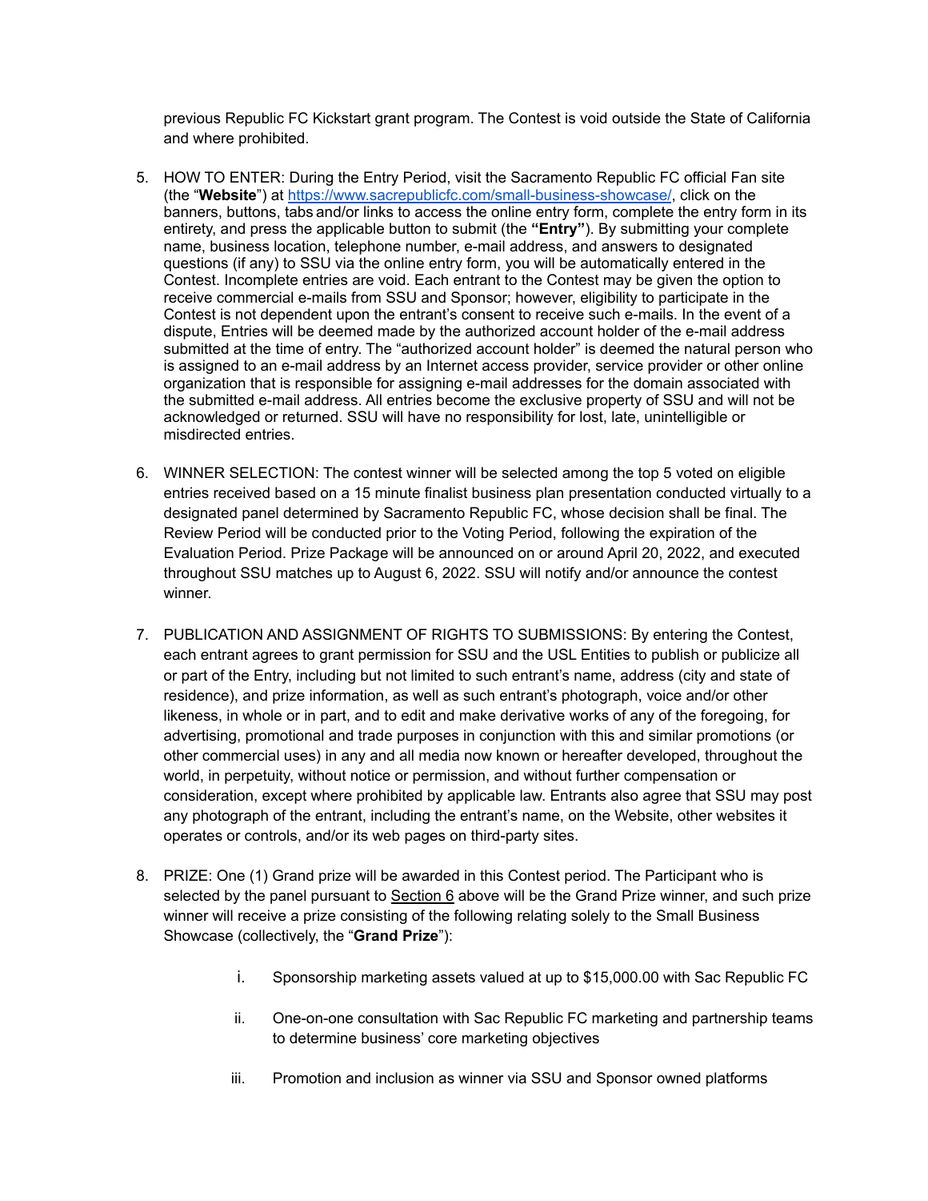previous Republic FC Kickstart grant program. The Contest is void outside the State of California and where prohibited.

5. HOW TO ENTER: During the Entry Period, visit the Sacramento Republic FC official Fan site (the "**Website**") at [https://www.sacrepublicfc.com/small-business-showcase/](https://www.sacrepublicfc.com/small-business-showcase/), click on the banners, buttons, tabs and/or links to access the online entry form, complete the entry form in its entirety, and press the applicable button to submit (the **"Entry"**). By submitting your complete name, business location, telephone number, e-mail address, and answers to designated questions (if any) to SSU via the online entry form, you will be automatically entered in the Contest. Incomplete entries are void. Each entrant to the Contest may be given the option to receive commercial e-mails from SSU and Sponsor; however, eligibility to participate in the Contest is not dependent upon the entrant's consent to receive such e-mails. In the event of a dispute, Entries will be deemed made by the authorized account holder of the e-mail address submitted at the time of entry. The "authorized account holder" is deemed the natural person who is assigned to an e-mail address by an Internet access provider, service provider or other online organization that is responsible for assigning e-mail addresses for the domain associated with the submitted e-mail address. All entries become the exclusive property of SSU and will not be acknowledged or returned. SSU will have no responsibility for lost, late, unintelligible or misdirected entries.

6. WINNER SELECTION: The contest winner will be selected among the top 5 voted on eligible entries received based on a 15 minute finalist business plan presentation conducted virtually to a designated panel determined by Sacramento Republic FC, whose decision shall be final. The Review Period will be conducted prior to the Voting Period, following the expiration of the Evaluation Period. Prize Package will be announced on or around April 20, 2022, and executed throughout SSU matches up to August 6, 2022. SSU will notify and/or announce the contest winner.

7. PUBLICATION AND ASSIGNMENT OF RIGHTS TO SUBMISSIONS: By entering the Contest, each entrant agrees to grant permission for SSU and the USL Entities to publish or publicize all or part of the Entry, including but not limited to such entrant's name, address (city and state of residence), and prize information, as well as such entrant's photograph, voice and/or other likeness, in whole or in part, and to edit and make derivative works of any of the foregoing, for advertising, promotional and trade purposes in conjunction with this and similar promotions (or other commercial uses) in any and all media now known or hereafter developed, throughout the world, in perpetuity, without notice or permission, and without further compensation or consideration, except where prohibited by applicable law. Entrants also agree that SSU may post any photograph of the entrant, including the entrant's name, on the Website, other websites it operates or controls, and/or its web pages on third-party sites.

8. PRIZE: One (1) Grand prize will be awarded in this Contest period. The Participant who is selected by the panel pursuant to Section 6 above will be the Grand Prize winner, and such prize winner will receive a prize consisting of the following relating solely to the Small Business Showcase (collectively, the "**Grand Prize**"):

   i. Sponsorship marketing assets valued at up to $15,000.00 with Sac Republic FC

   ii. One-on-one consultation with Sac Republic FC marketing and partnership teams to determine business' core marketing objectives

   iii. Promotion and inclusion as winner via SSU and Sponsor owned platforms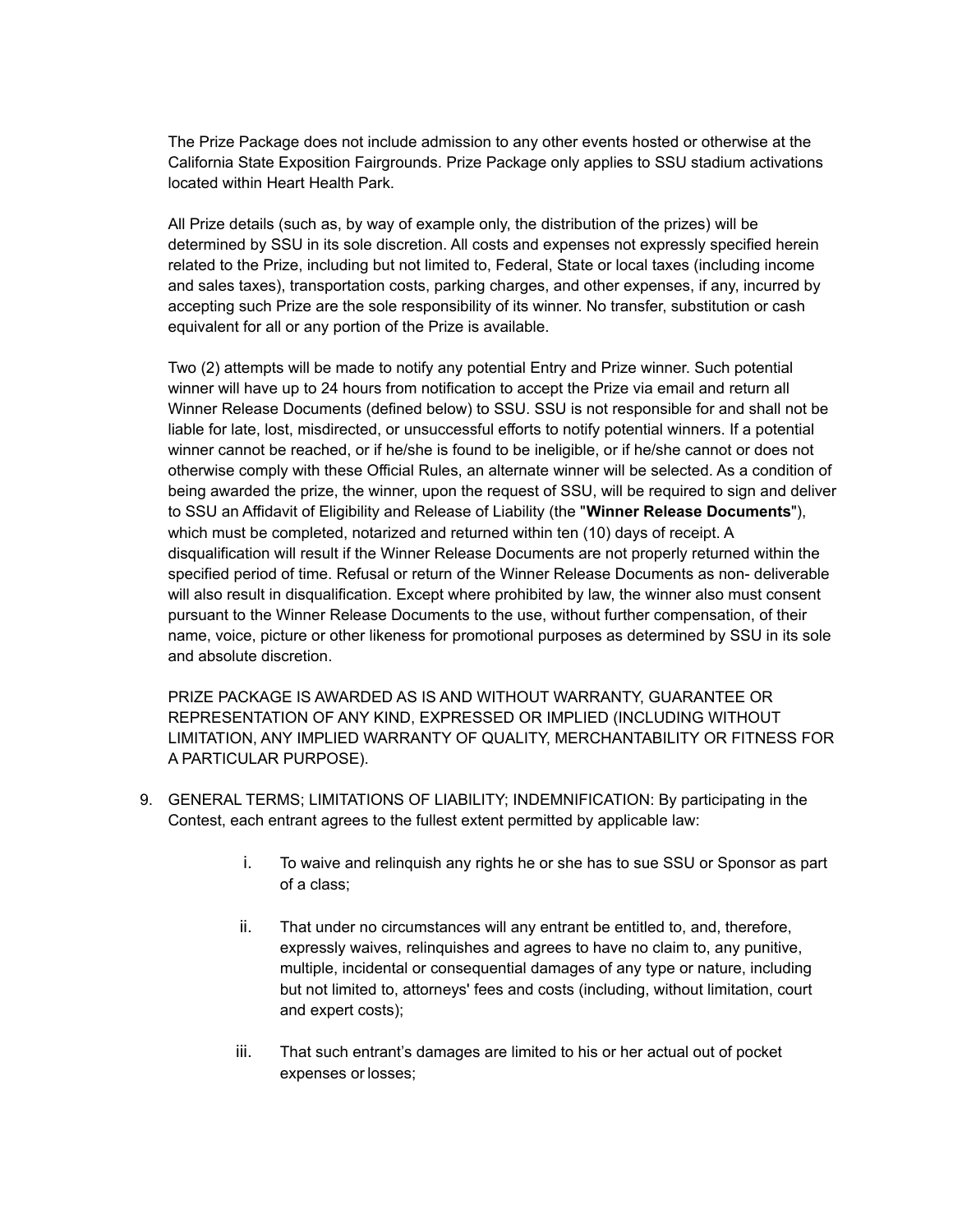The Prize Package does not include admission to any other events hosted or otherwise at the California State Exposition Fairgrounds. Prize Package only applies to SSU stadium activations located within Heart Health Park.

All Prize details (such as, by way of example only, the distribution of the prizes) will be determined by SSU in its sole discretion. All costs and expenses not expressly specified herein related to the Prize, including but not limited to, Federal, State or local taxes (including income and sales taxes), transportation costs, parking charges, and other expenses, if any, incurred by accepting such Prize are the sole responsibility of its winner. No transfer, substitution or cash equivalent for all or any portion of the Prize is available.

Two (2) attempts will be made to notify any potential Entry and Prize winner. Such potential winner will have up to 24 hours from notification to accept the Prize via email and return all Winner Release Documents (defined below) to SSU. SSU is not responsible for and shall not be liable for late, lost, misdirected, or unsuccessful efforts to notify potential winners. If a potential winner cannot be reached, or if he/she is found to be ineligible, or if he/she cannot or does not otherwise comply with these Official Rules, an alternate winner will be selected. As a condition of being awarded the prize, the winner, upon the request of SSU, will be required to sign and deliver to SSU an Affidavit of Eligibility and Release of Liability (the "**Winner Release Documents**"), which must be completed, notarized and returned within ten (10) days of receipt. A disqualification will result if the Winner Release Documents are not properly returned within the specified period of time. Refusal or return of the Winner Release Documents as non- deliverable will also result in disqualification. Except where prohibited by law, the winner also must consent pursuant to the Winner Release Documents to the use, without further compensation, of their name, voice, picture or other likeness for promotional purposes as determined by SSU in its sole and absolute discretion.

PRIZE PACKAGE IS AWARDED AS IS AND WITHOUT WARRANTY, GUARANTEE OR REPRESENTATION OF ANY KIND, EXPRESSED OR IMPLIED (INCLUDING WITHOUT LIMITATION, ANY IMPLIED WARRANTY OF QUALITY, MERCHANTABILITY OR FITNESS FOR A PARTICULAR PURPOSE).

9. GENERAL TERMS; LIMITATIONS OF LIABILITY; INDEMNIFICATION: By participating in the Contest, each entrant agrees to the fullest extent permitted by applicable law:

    i. To waive and relinquish any rights he or she has to sue SSU or Sponsor as part of a class;

    ii. That under no circumstances will any entrant be entitled to, and, therefore, expressly waives, relinquishes and agrees to have no claim to, any punitive, multiple, incidental or consequential damages of any type or nature, including but not limited to, attorneys' fees and costs (including, without limitation, court and expert costs);

    iii. That such entrant's damages are limited to his or her actual out of pocket expenses or losses;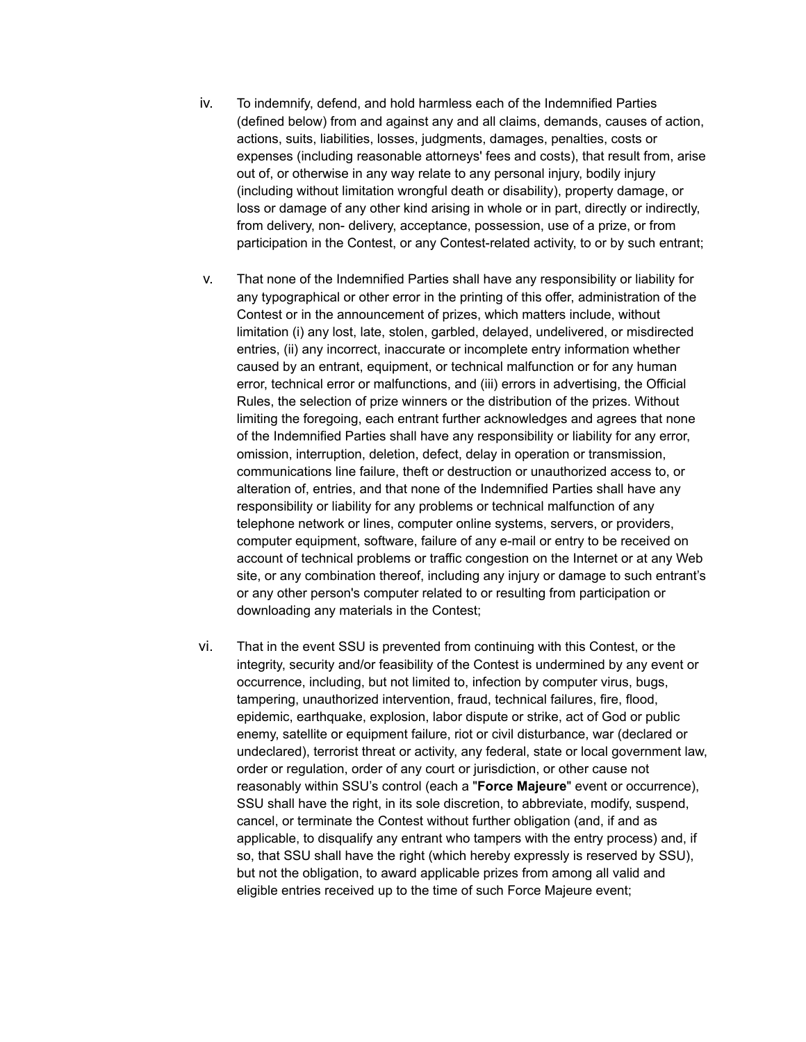iv. To indemnify, defend, and hold harmless each of the Indemnified Parties (defined below) from and against any and all claims, demands, causes of action, actions, suits, liabilities, losses, judgments, damages, penalties, costs or expenses (including reasonable attorneys' fees and costs), that result from, arise out of, or otherwise in any way relate to any personal injury, bodily injury (including without limitation wrongful death or disability), property damage, or loss or damage of any other kind arising in whole or in part, directly or indirectly, from delivery, non- delivery, acceptance, possession, use of a prize, or from participation in the Contest, or any Contest-related activity, to or by such entrant;

v. That none of the Indemnified Parties shall have any responsibility or liability for any typographical or other error in the printing of this offer, administration of the Contest or in the announcement of prizes, which matters include, without limitation (i) any lost, late, stolen, garbled, delayed, undelivered, or misdirected entries, (ii) any incorrect, inaccurate or incomplete entry information whether caused by an entrant, equipment, or technical malfunction or for any human error, technical error or malfunctions, and (iii) errors in advertising, the Official Rules, the selection of prize winners or the distribution of the prizes. Without limiting the foregoing, each entrant further acknowledges and agrees that none of the Indemnified Parties shall have any responsibility or liability for any error, omission, interruption, deletion, defect, delay in operation or transmission, communications line failure, theft or destruction or unauthorized access to, or alteration of, entries, and that none of the Indemnified Parties shall have any responsibility or liability for any problems or technical malfunction of any telephone network or lines, computer online systems, servers, or providers, computer equipment, software, failure of any e-mail or entry to be received on account of technical problems or traffic congestion on the Internet or at any Web site, or any combination thereof, including any injury or damage to such entrant's or any other person's computer related to or resulting from participation or downloading any materials in the Contest;

vi. That in the event SSU is prevented from continuing with this Contest, or the integrity, security and/or feasibility of the Contest is undermined by any event or occurrence, including, but not limited to, infection by computer virus, bugs, tampering, unauthorized intervention, fraud, technical failures, fire, flood, epidemic, earthquake, explosion, labor dispute or strike, act of God or public enemy, satellite or equipment failure, riot or civil disturbance, war (declared or undeclared), terrorist threat or activity, any federal, state or local government law, order or regulation, order of any court or jurisdiction, or other cause not reasonably within SSU's control (each a "**Force Majeure**" event or occurrence), SSU shall have the right, in its sole discretion, to abbreviate, modify, suspend, cancel, or terminate the Contest without further obligation (and, if and as applicable, to disqualify any entrant who tampers with the entry process) and, if so, that SSU shall have the right (which hereby expressly is reserved by SSU), but not the obligation, to award applicable prizes from among all valid and eligible entries received up to the time of such Force Majeure event;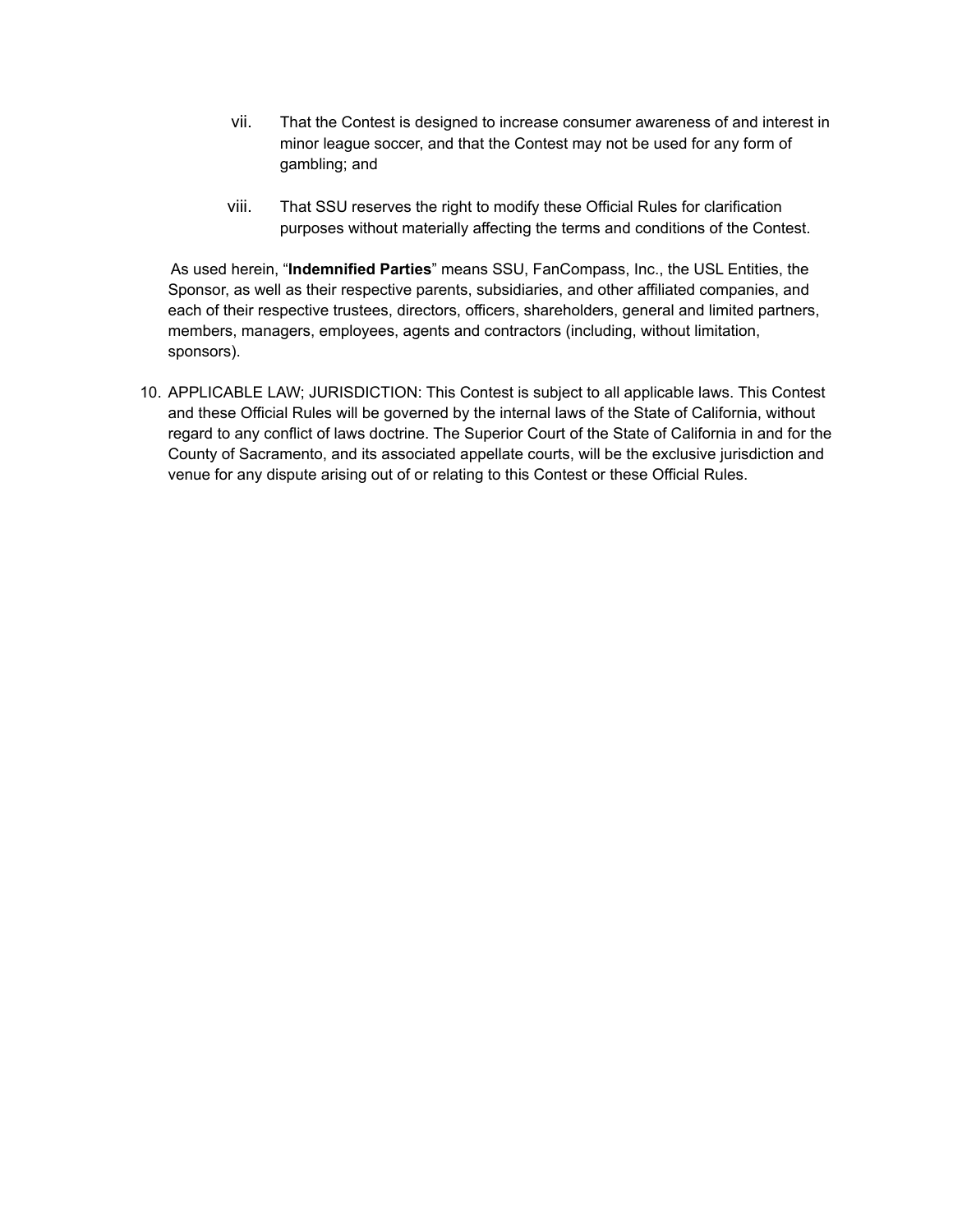vii. That the Contest is designed to increase consumer awareness of and interest in minor league soccer, and that the Contest may not be used for any form of gambling; and

viii. That SSU reserves the right to modify these Official Rules for clarification purposes without materially affecting the terms and conditions of the Contest.

As used herein, "**Indemnified Parties**" means SSU, FanCompass, Inc., the USL Entities, the Sponsor, as well as their respective parents, subsidiaries, and other affiliated companies, and each of their respective trustees, directors, officers, shareholders, general and limited partners, members, managers, employees, agents and contractors (including, without limitation, sponsors).

10. APPLICABLE LAW; JURISDICTION: This Contest is subject to all applicable laws. This Contest and these Official Rules will be governed by the internal laws of the State of California, without regard to any conflict of laws doctrine. The Superior Court of the State of California in and for the County of Sacramento, and its associated appellate courts, will be the exclusive jurisdiction and venue for any dispute arising out of or relating to this Contest or these Official Rules.